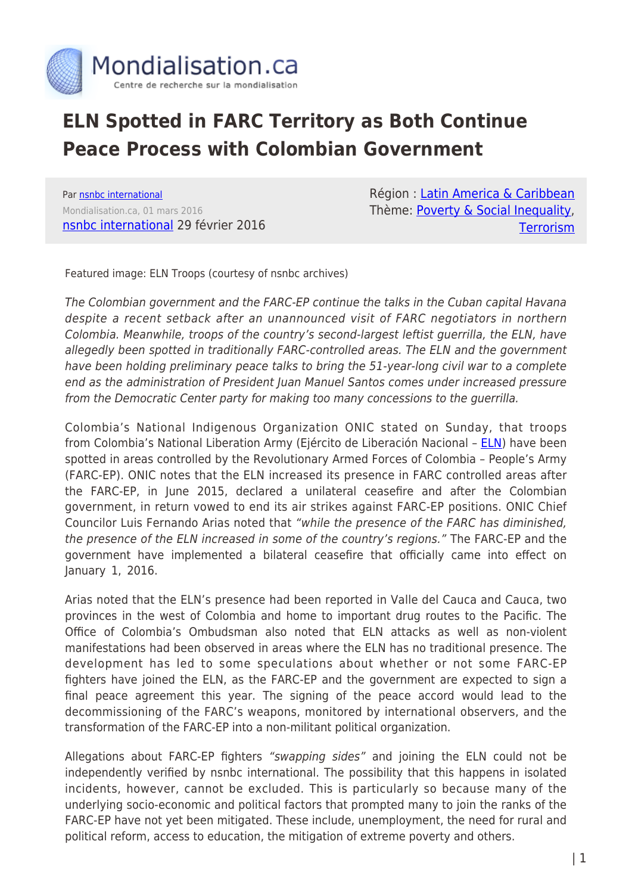# ELN Spotted in FARC Territory as Both Continue Peace Process with Colombian Government

Par nsnbc international
Mondialisation.ca, 01 mars 2016
nsnbc international 29 février 2016

Région : Latin America & Caribbean
Thème: Poverty & Social Inequality, Terrorism

Featured image: ELN Troops (courtesy of nsnbc archives)

*The Colombian government and the FARC-EP continue the talks in the Cuban capital Havana despite a recent setback after an unannounced visit of FARC negotiators in northern Colombia. Meanwhile, troops of the country's second-largest leftist guerrilla, the ELN, have allegedly been spotted in traditionally FARC-controlled areas. The ELN and the government have been holding preliminary peace talks to bring the 51-year-long civil war to a complete end as the administration of President Juan Manuel Santos comes under increased pressure from the Democratic Center party for making too many concessions to the guerrilla.*

Colombia's National Indigenous Organization ONIC stated on Sunday, that troops from Colombia's National Liberation Army (Ejército de Liberación Nacional – ELN) have been spotted in areas controlled by the Revolutionary Armed Forces of Colombia – People's Army (FARC-EP). ONIC notes that the ELN increased its presence in FARC controlled areas after the FARC-EP, in June 2015, declared a unilateral ceasefire and after the Colombian government, in return vowed to end its air strikes against FARC-EP positions. ONIC Chief Councilor Luis Fernando Arias noted that *"while the presence of the FARC has diminished, the presence of the ELN increased in some of the country's regions."* The FARC-EP and the government have implemented a bilateral ceasefire that officially came into effect on January 1, 2016.

Arias noted that the ELN's presence had been reported in Valle del Cauca and Cauca, two provinces in the west of Colombia and home to important drug routes to the Pacific. The Office of Colombia's Ombudsman also noted that ELN attacks as well as non-violent manifestations had been observed in areas where the ELN has no traditional presence. The development has led to some speculations about whether or not some FARC-EP fighters have joined the ELN, as the FARC-EP and the government are expected to sign a final peace agreement this year. The signing of the peace accord would lead to the decommissioning of the FARC's weapons, monitored by international observers, and the transformation of the FARC-EP into a non-militant political organization.

Allegations about FARC-EP fighters *"swapping sides"* and joining the ELN could not be independently verified by nsnbc international. The possibility that this happens in isolated incidents, however, cannot be excluded. This is particularly so because many of the underlying socio-economic and political factors that prompted many to join the ranks of the FARC-EP have not yet been mitigated. These include, unemployment, the need for rural and political reform, access to education, the mitigation of extreme poverty and others.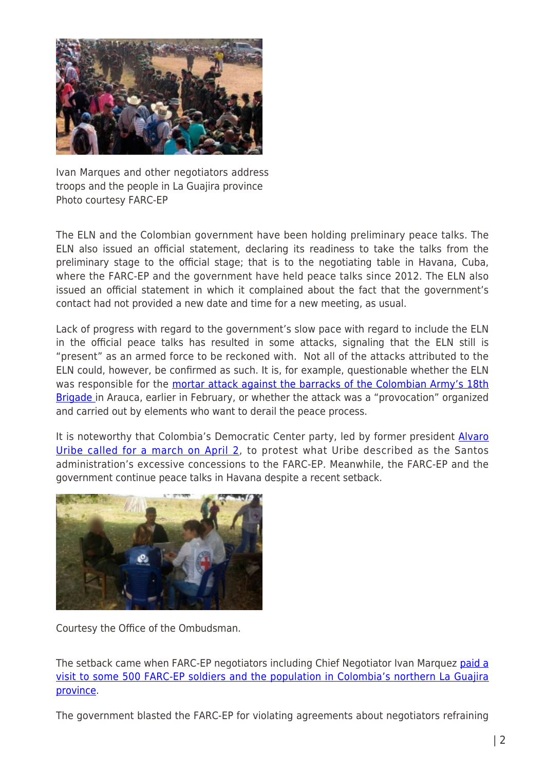Ivan Marques and other negotiators address troops and the people in La Guajira province
Photo courtesy FARC-EP

The ELN and the Colombian government have been holding preliminary peace talks. The ELN also issued an official statement, declaring its readiness to take the talks from the preliminary stage to the official stage; that is to the negotiating table in Havana, Cuba, where the FARC-EP and the government have held peace talks since 2012. The ELN also issued an official statement in which it complained about the fact that the government's contact had not provided a new date and time for a new meeting, as usual.

Lack of progress with regard to the government's slow pace with regard to include the ELN in the official peace talks has resulted in some attacks, signaling that the ELN still is "present" as an armed force to be reckoned with. Not all of the attacks attributed to the ELN could, however, be confirmed as such. It is, for example, questionable whether the ELN was responsible for the mortar attack against the barracks of the Colombian Army's 18th Brigade in Arauca, earlier in February, or whether the attack was a "provocation" organized and carried out by elements who want to derail the peace process.

It is noteworthy that Colombia's Democratic Center party, led by former president Alvaro Uribe called for a march on April 2, to protest what Uribe described as the Santos administration's excessive concessions to the FARC-EP. Meanwhile, the FARC-EP and the government continue peace talks in Havana despite a recent setback.

Courtesy the Office of the Ombudsman.

The setback came when FARC-EP negotiators including Chief Negotiator Ivan Marquez paid a visit to some 500 FARC-EP soldiers and the population in Colombia's northern La Guajira province.

The government blasted the FARC-EP for violating agreements about negotiators refraining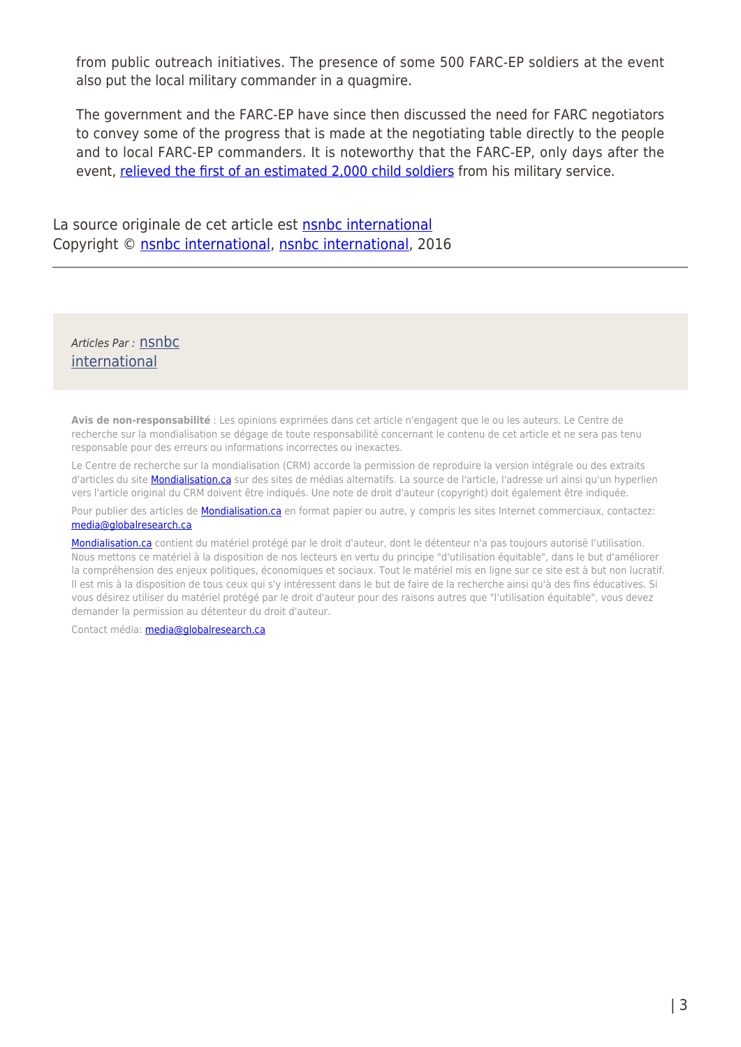from public outreach initiatives. The presence of some 500 FARC-EP soldiers at the event also put the local military commander in a quagmire.

The government and the FARC-EP have since then discussed the need for FARC negotiators to convey some of the progress that is made at the negotiating table directly to the people and to local FARC-EP commanders. It is noteworthy that the FARC-EP, only days after the event, relieved the first of an estimated 2,000 child soldiers from his military service.

La source originale de cet article est nsnbc international
Copyright © nsnbc international, nsnbc international, 2016

---

*Articles Par :* nsnbc international

**Avis de non-responsabilité** : Les opinions exprimées dans cet article n'engagent que le ou les auteurs. Le Centre de recherche sur la mondialisation se dégage de toute responsabilité concernant le contenu de cet article et ne sera pas tenu responsable pour des erreurs ou informations incorrectes ou inexactes.

Le Centre de recherche sur la mondialisation (CRM) accorde la permission de reproduire la version intégrale ou des extraits d'articles du site Mondialisation.ca sur des sites de médias alternatifs. La source de l'article, l'adresse url ainsi qu'un hyperlien vers l'article original du CRM doivent être indiqués. Une note de droit d'auteur (copyright) doit également être indiquée.

Pour publier des articles de Mondialisation.ca en format papier ou autre, y compris les sites Internet commerciaux, contactez: media@globalresearch.ca

Mondialisation.ca contient du matériel protégé par le droit d'auteur, dont le détenteur n'a pas toujours autorisé l'utilisation. Nous mettons ce matériel à la disposition de nos lecteurs en vertu du principe "d'utilisation équitable", dans le but d'améliorer la compréhension des enjeux politiques, économiques et sociaux. Tout le matériel mis en ligne sur ce site est à but non lucratif. Il est mis à la disposition de tous ceux qui s'y intéressent dans le but de faire de la recherche ainsi qu'à des fins éducatives. Si vous désirez utiliser du matériel protégé par le droit d'auteur pour des raisons autres que "l'utilisation équitable", vous devez demander la permission au détenteur du droit d'auteur.

Contact média: media@globalresearch.ca